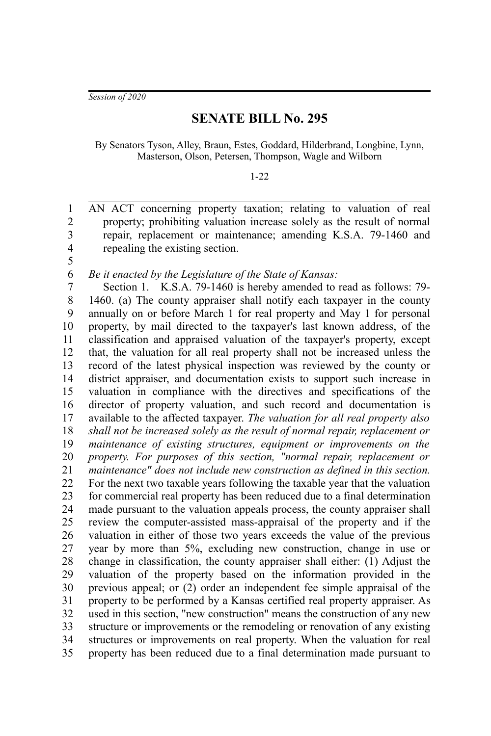*Session of 2020*

# SENATE BILL No. 295

By Senators Tyson, Alley, Braun, Estes, Goddard, Hilderbrand, Longbine, Lynn, Masterson, Olson, Petersen, Thompson, Wagle and Wilborn

1-22

AN ACT concerning property taxation; relating to valuation of real property; prohibiting valuation increase solely as the result of normal repair, replacement or maintenance; amending K.S.A. 79-1460 and repealing the existing section.

*Be it enacted by the Legislature of the State of Kansas:*

Section 1. K.S.A. 79-1460 is hereby amended to read as follows: 79-1460. (a) The county appraiser shall notify each taxpayer in the county annually on or before March 1 for real property and May 1 for personal property, by mail directed to the taxpayer's last known address, of the classification and appraised valuation of the taxpayer's property, except that, the valuation for all real property shall not be increased unless the record of the latest physical inspection was reviewed by the county or district appraiser, and documentation exists to support such increase in valuation in compliance with the directives and specifications of the director of property valuation, and such record and documentation is available to the affected taxpayer. *The valuation for all real property also shall not be increased solely as the result of normal repair, replacement or maintenance of existing structures, equipment or improvements on the property. For purposes of this section, "normal repair, replacement or maintenance" does not include new construction as defined in this section.* For the next two taxable years following the taxable year that the valuation for commercial real property has been reduced due to a final determination made pursuant to the valuation appeals process, the county appraiser shall review the computer-assisted mass-appraisal of the property and if the valuation in either of those two years exceeds the value of the previous year by more than 5%, excluding new construction, change in use or change in classification, the county appraiser shall either: (1) Adjust the valuation of the property based on the information provided in the previous appeal; or (2) order an independent fee simple appraisal of the property to be performed by a Kansas certified real property appraiser. As used in this section, "new construction" means the construction of any new structure or improvements or the remodeling or renovation of any existing structures or improvements on real property. When the valuation for real property has been reduced due to a final determination made pursuant to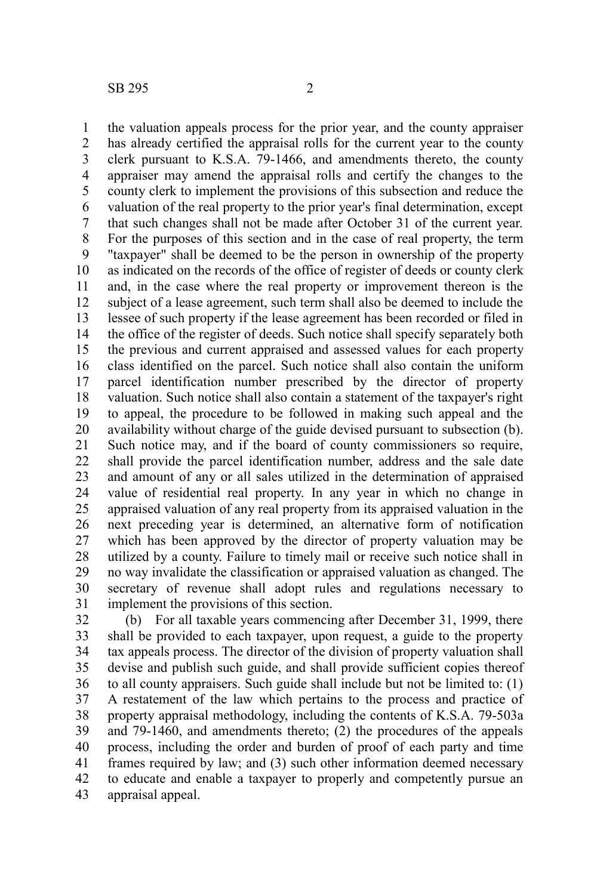the valuation appeals process for the prior year, and the county appraiser has already certified the appraisal rolls for the current year to the county clerk pursuant to K.S.A. 79-1466, and amendments thereto, the county appraiser may amend the appraisal rolls and certify the changes to the county clerk to implement the provisions of this subsection and reduce the valuation of the real property to the prior year's final determination, except that such changes shall not be made after October 31 of the current year. For the purposes of this section and in the case of real property, the term "taxpayer" shall be deemed to be the person in ownership of the property as indicated on the records of the office of register of deeds or county clerk and, in the case where the real property or improvement thereon is the subject of a lease agreement, such term shall also be deemed to include the lessee of such property if the lease agreement has been recorded or filed in the office of the register of deeds. Such notice shall specify separately both the previous and current appraised and assessed values for each property class identified on the parcel. Such notice shall also contain the uniform parcel identification number prescribed by the director of property valuation. Such notice shall also contain a statement of the taxpayer's right to appeal, the procedure to be followed in making such appeal and the availability without charge of the guide devised pursuant to subsection (b). Such notice may, and if the board of county commissioners so require, shall provide the parcel identification number, address and the sale date and amount of any or all sales utilized in the determination of appraised value of residential real property. In any year in which no change in appraised valuation of any real property from its appraised valuation in the next preceding year is determined, an alternative form of notification which has been approved by the director of property valuation may be utilized by a county. Failure to timely mail or receive such notice shall in no way invalidate the classification or appraised valuation as changed. The secretary of revenue shall adopt rules and regulations necessary to implement the provisions of this section.

(b) For all taxable years commencing after December 31, 1999, there shall be provided to each taxpayer, upon request, a guide to the property tax appeals process. The director of the division of property valuation shall devise and publish such guide, and shall provide sufficient copies thereof to all county appraisers. Such guide shall include but not be limited to: (1) A restatement of the law which pertains to the process and practice of property appraisal methodology, including the contents of K.S.A. 79-503a and 79-1460, and amendments thereto; (2) the procedures of the appeals process, including the order and burden of proof of each party and time frames required by law; and (3) such other information deemed necessary to educate and enable a taxpayer to properly and competently pursue an appraisal appeal.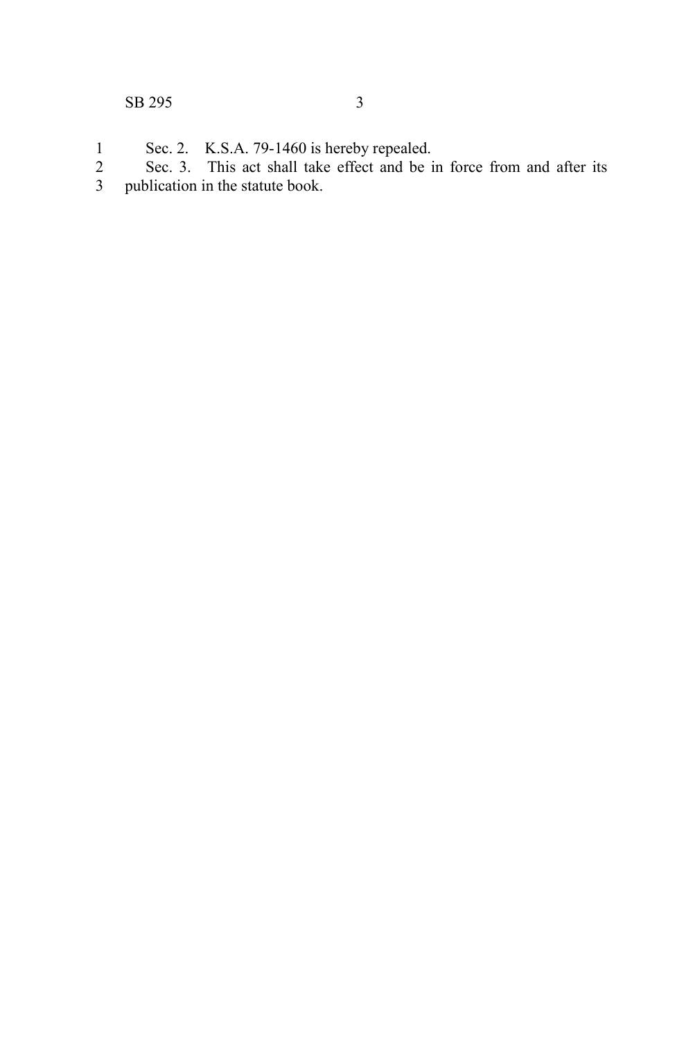Sec. 2. K.S.A. 79-1460 is hereby repealed.

Sec. 3. This act shall take effect and be in force from and after its publication in the statute book.